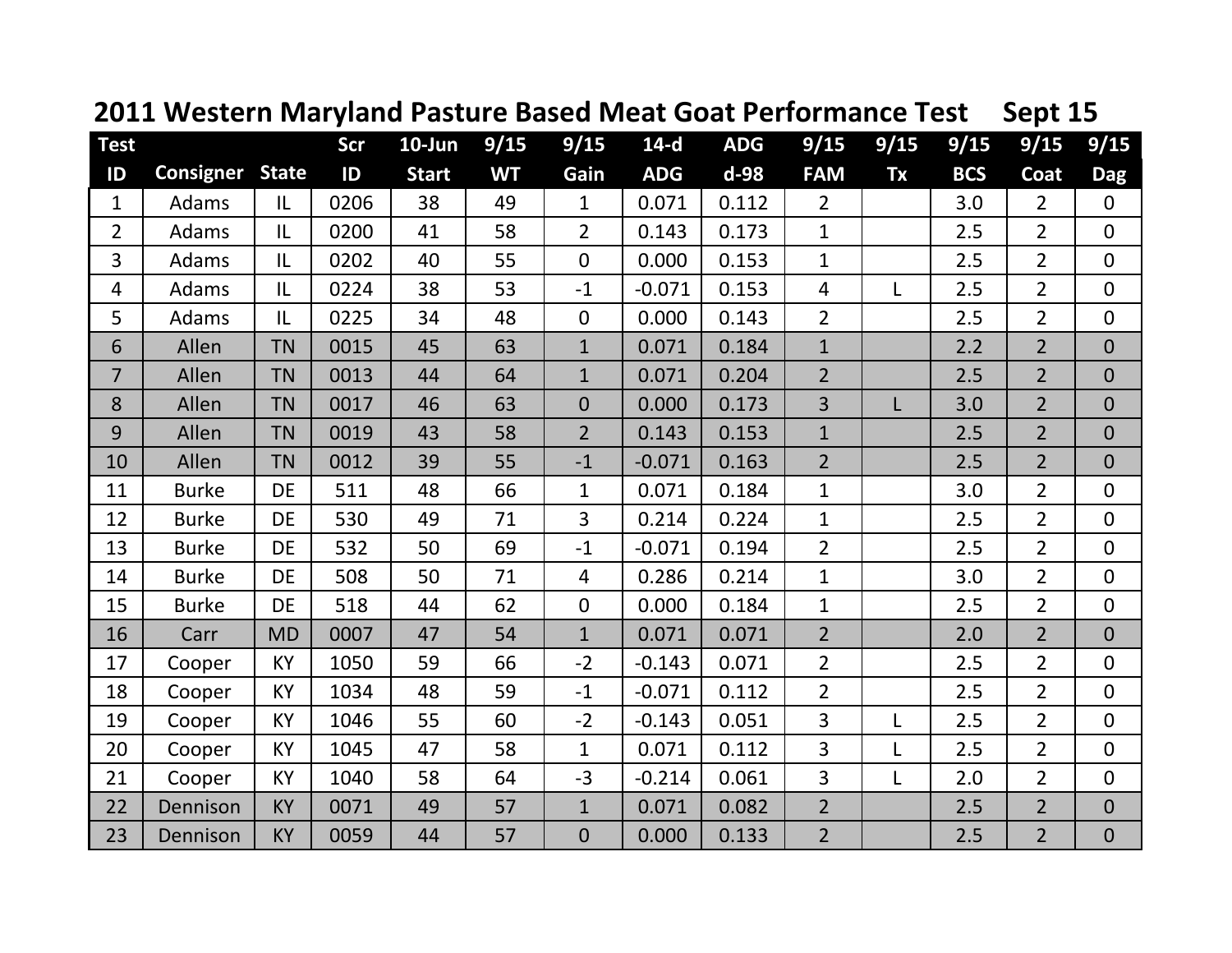# 2011 Western Maryland Pasture Based Meat Goat Performance Test Sept 15

| Test ID | Consigner | State | Scr ID | 10-Jun Start | 9/15 WT | 9/15 Gain | 14-d ADG | ADG d-98 | 9/15 FAM | 9/15 Tx | 9/15 BCS | 9/15 Coat | 9/15 Dag |
|---|---|---|---|---|---|---|---|---|---|---|---|---|---|
| 1 | Adams | IL | 0206 | 38 | 49 | 1 | 0.071 | 0.112 | 2 | | 3.0 | 2 | 0 |
| 2 | Adams | IL | 0200 | 41 | 58 | 2 | 0.143 | 0.173 | 1 | | 2.5 | 2 | 0 |
| 3 | Adams | IL | 0202 | 40 | 55 | 0 | 0.000 | 0.153 | 1 | | 2.5 | 2 | 0 |
| 4 | Adams | IL | 0224 | 38 | 53 | -1 | -0.071 | 0.153 | 4 | L | 2.5 | 2 | 0 |
| 5 | Adams | IL | 0225 | 34 | 48 | 0 | 0.000 | 0.143 | 2 | | 2.5 | 2 | 0 |
| 6 | Allen | TN | 0015 | 45 | 63 | 1 | 0.071 | 0.184 | 1 | | 2.2 | 2 | 0 |
| 7 | Allen | TN | 0013 | 44 | 64 | 1 | 0.071 | 0.204 | 2 | | 2.5 | 2 | 0 |
| 8 | Allen | TN | 0017 | 46 | 63 | 0 | 0.000 | 0.173 | 3 | L | 3.0 | 2 | 0 |
| 9 | Allen | TN | 0019 | 43 | 58 | 2 | 0.143 | 0.153 | 1 | | 2.5 | 2 | 0 |
| 10 | Allen | TN | 0012 | 39 | 55 | -1 | -0.071 | 0.163 | 2 | | 2.5 | 2 | 0 |
| 11 | Burke | DE | 511 | 48 | 66 | 1 | 0.071 | 0.184 | 1 | | 3.0 | 2 | 0 |
| 12 | Burke | DE | 530 | 49 | 71 | 3 | 0.214 | 0.224 | 1 | | 2.5 | 2 | 0 |
| 13 | Burke | DE | 532 | 50 | 69 | -1 | -0.071 | 0.194 | 2 | | 2.5 | 2 | 0 |
| 14 | Burke | DE | 508 | 50 | 71 | 4 | 0.286 | 0.214 | 1 | | 3.0 | 2 | 0 |
| 15 | Burke | DE | 518 | 44 | 62 | 0 | 0.000 | 0.184 | 1 | | 2.5 | 2 | 0 |
| 16 | Carr | MD | 0007 | 47 | 54 | 1 | 0.071 | 0.071 | 2 | | 2.0 | 2 | 0 |
| 17 | Cooper | KY | 1050 | 59 | 66 | -2 | -0.143 | 0.071 | 2 | | 2.5 | 2 | 0 |
| 18 | Cooper | KY | 1034 | 48 | 59 | -1 | -0.071 | 0.112 | 2 | | 2.5 | 2 | 0 |
| 19 | Cooper | KY | 1046 | 55 | 60 | -2 | -0.143 | 0.051 | 3 | L | 2.5 | 2 | 0 |
| 20 | Cooper | KY | 1045 | 47 | 58 | 1 | 0.071 | 0.112 | 3 | L | 2.5 | 2 | 0 |
| 21 | Cooper | KY | 1040 | 58 | 64 | -3 | -0.214 | 0.061 | 3 | L | 2.0 | 2 | 0 |
| 22 | Dennison | KY | 0071 | 49 | 57 | 1 | 0.071 | 0.082 | 2 | | 2.5 | 2 | 0 |
| 23 | Dennison | KY | 0059 | 44 | 57 | 0 | 0.000 | 0.133 | 2 | | 2.5 | 2 | 0 |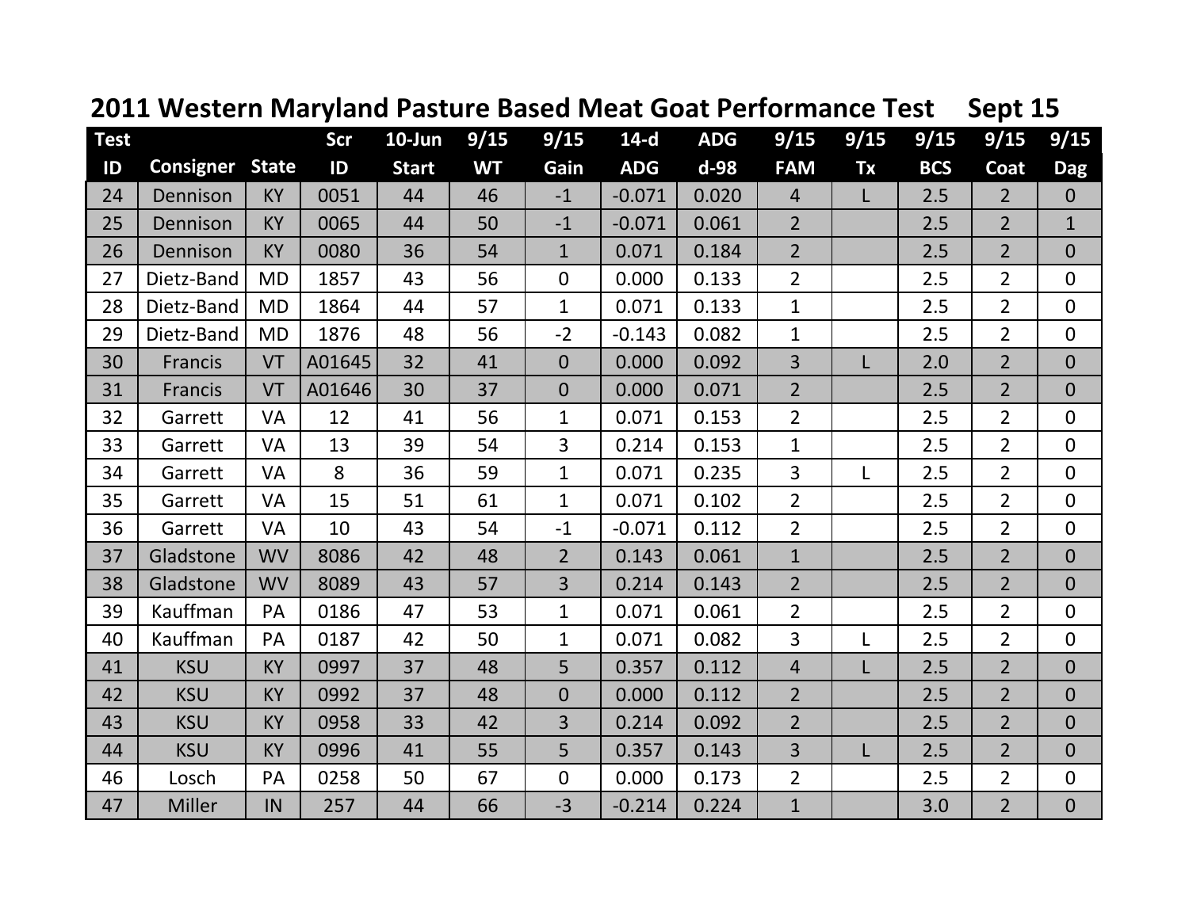# 2011 Western Maryland Pasture Based Meat Goat Performance Test Sept 15

| Test ID | Consigner | State | Scr ID | 10-Jun Start | 9/15 WT | 9/15 Gain | 14-d ADG | ADG d-98 | 9/15 FAM | 9/15 Tx | 9/15 BCS | 9/15 Coat | 9/15 Dag |
|---|---|---|---|---|---|---|---|---|---|---|---|---|---|
| 24 | Dennison | KY | 0051 | 44 | 46 | -1 | -0.071 | 0.020 | 4 | L | 2.5 | 2 | 0 |
| 25 | Dennison | KY | 0065 | 44 | 50 | -1 | -0.071 | 0.061 | 2 | | 2.5 | 2 | 1 |
| 26 | Dennison | KY | 0080 | 36 | 54 | 1 | 0.071 | 0.184 | 2 | | 2.5 | 2 | 0 |
| 27 | Dietz-Band | MD | 1857 | 43 | 56 | 0 | 0.000 | 0.133 | 2 | | 2.5 | 2 | 0 |
| 28 | Dietz-Band | MD | 1864 | 44 | 57 | 1 | 0.071 | 0.133 | 1 | | 2.5 | 2 | 0 |
| 29 | Dietz-Band | MD | 1876 | 48 | 56 | -2 | -0.143 | 0.082 | 1 | | 2.5 | 2 | 0 |
| 30 | Francis | VT | A01645 | 32 | 41 | 0 | 0.000 | 0.092 | 3 | L | 2.0 | 2 | 0 |
| 31 | Francis | VT | A01646 | 30 | 37 | 0 | 0.000 | 0.071 | 2 | | 2.5 | 2 | 0 |
| 32 | Garrett | VA | 12 | 41 | 56 | 1 | 0.071 | 0.153 | 2 | | 2.5 | 2 | 0 |
| 33 | Garrett | VA | 13 | 39 | 54 | 3 | 0.214 | 0.153 | 1 | | 2.5 | 2 | 0 |
| 34 | Garrett | VA | 8 | 36 | 59 | 1 | 0.071 | 0.235 | 3 | L | 2.5 | 2 | 0 |
| 35 | Garrett | VA | 15 | 51 | 61 | 1 | 0.071 | 0.102 | 2 | | 2.5 | 2 | 0 |
| 36 | Garrett | VA | 10 | 43 | 54 | -1 | -0.071 | 0.112 | 2 | | 2.5 | 2 | 0 |
| 37 | Gladstone | WV | 8086 | 42 | 48 | 2 | 0.143 | 0.061 | 1 | | 2.5 | 2 | 0 |
| 38 | Gladstone | WV | 8089 | 43 | 57 | 3 | 0.214 | 0.143 | 2 | | 2.5 | 2 | 0 |
| 39 | Kauffman | PA | 0186 | 47 | 53 | 1 | 0.071 | 0.061 | 2 | | 2.5 | 2 | 0 |
| 40 | Kauffman | PA | 0187 | 42 | 50 | 1 | 0.071 | 0.082 | 3 | L | 2.5 | 2 | 0 |
| 41 | KSU | KY | 0997 | 37 | 48 | 5 | 0.357 | 0.112 | 4 | L | 2.5 | 2 | 0 |
| 42 | KSU | KY | 0992 | 37 | 48 | 0 | 0.000 | 0.112 | 2 | | 2.5 | 2 | 0 |
| 43 | KSU | KY | 0958 | 33 | 42 | 3 | 0.214 | 0.092 | 2 | | 2.5 | 2 | 0 |
| 44 | KSU | KY | 0996 | 41 | 55 | 5 | 0.357 | 0.143 | 3 | L | 2.5 | 2 | 0 |
| 46 | Losch | PA | 0258 | 50 | 67 | 0 | 0.000 | 0.173 | 2 | | 2.5 | 2 | 0 |
| 47 | Miller | IN | 257 | 44 | 66 | -3 | -0.214 | 0.224 | 1 | | 3.0 | 2 | 0 |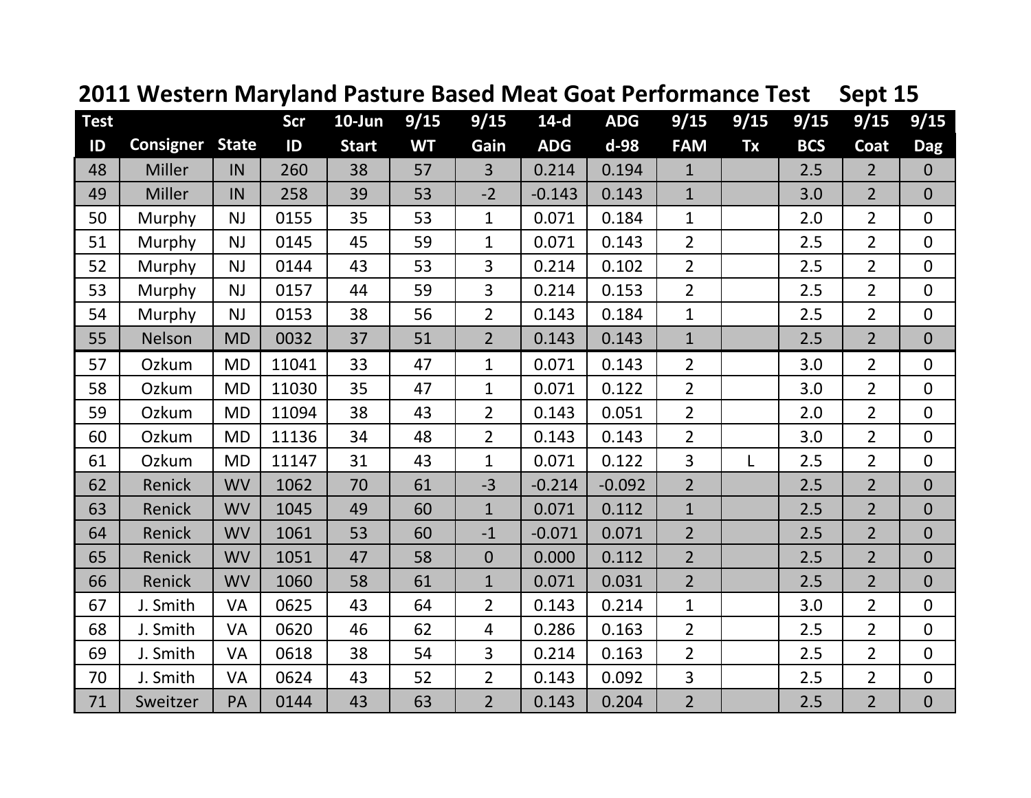## 2011 Western Maryland Pasture Based Meat Goat Performance Test Sept 15

| Test ID | Consigner | State | Scr ID | 10-Jun Start | 9/15 WT | 9/15 Gain | 14-d ADG | ADG d-98 | 9/15 FAM | 9/15 Tx | 9/15 BCS | 9/15 Coat | 9/15 Dag |
|---|---|---|---|---|---|---|---|---|---|---|---|---|---|
| 48 | Miller | IN | 260 | 38 | 57 | 3 | 0.214 | 0.194 | 1 | | 2.5 | 2 | 0 |
| 49 | Miller | IN | 258 | 39 | 53 | -2 | -0.143 | 0.143 | 1 | | 3.0 | 2 | 0 |
| 50 | Murphy | NJ | 0155 | 35 | 53 | 1 | 0.071 | 0.184 | 1 | | 2.0 | 2 | 0 |
| 51 | Murphy | NJ | 0145 | 45 | 59 | 1 | 0.071 | 0.143 | 2 | | 2.5 | 2 | 0 |
| 52 | Murphy | NJ | 0144 | 43 | 53 | 3 | 0.214 | 0.102 | 2 | | 2.5 | 2 | 0 |
| 53 | Murphy | NJ | 0157 | 44 | 59 | 3 | 0.214 | 0.153 | 2 | | 2.5 | 2 | 0 |
| 54 | Murphy | NJ | 0153 | 38 | 56 | 2 | 0.143 | 0.184 | 1 | | 2.5 | 2 | 0 |
| 55 | Nelson | MD | 0032 | 37 | 51 | 2 | 0.143 | 0.143 | 1 | | 2.5 | 2 | 0 |
| 57 | Ozkum | MD | 11041 | 33 | 47 | 1 | 0.071 | 0.143 | 2 | | 3.0 | 2 | 0 |
| 58 | Ozkum | MD | 11030 | 35 | 47 | 1 | 0.071 | 0.122 | 2 | | 3.0 | 2 | 0 |
| 59 | Ozkum | MD | 11094 | 38 | 43 | 2 | 0.143 | 0.051 | 2 | | 2.0 | 2 | 0 |
| 60 | Ozkum | MD | 11136 | 34 | 48 | 2 | 0.143 | 0.143 | 2 | | 3.0 | 2 | 0 |
| 61 | Ozkum | MD | 11147 | 31 | 43 | 1 | 0.071 | 0.122 | 3 | L | 2.5 | 2 | 0 |
| 62 | Renick | WV | 1062 | 70 | 61 | -3 | -0.214 | -0.092 | 2 | | 2.5 | 2 | 0 |
| 63 | Renick | WV | 1045 | 49 | 60 | 1 | 0.071 | 0.112 | 1 | | 2.5 | 2 | 0 |
| 64 | Renick | WV | 1061 | 53 | 60 | -1 | -0.071 | 0.071 | 2 | | 2.5 | 2 | 0 |
| 65 | Renick | WV | 1051 | 47 | 58 | 0 | 0.000 | 0.112 | 2 | | 2.5 | 2 | 0 |
| 66 | Renick | WV | 1060 | 58 | 61 | 1 | 0.071 | 0.031 | 2 | | 2.5 | 2 | 0 |
| 67 | J. Smith | VA | 0625 | 43 | 64 | 2 | 0.143 | 0.214 | 1 | | 3.0 | 2 | 0 |
| 68 | J. Smith | VA | 0620 | 46 | 62 | 4 | 0.286 | 0.163 | 2 | | 2.5 | 2 | 0 |
| 69 | J. Smith | VA | 0618 | 38 | 54 | 3 | 0.214 | 0.163 | 2 | | 2.5 | 2 | 0 |
| 70 | J. Smith | VA | 0624 | 43 | 52 | 2 | 0.143 | 0.092 | 3 | | 2.5 | 2 | 0 |
| 71 | Sweitzer | PA | 0144 | 43 | 63 | 2 | 0.143 | 0.204 | 2 | | 2.5 | 2 | 0 |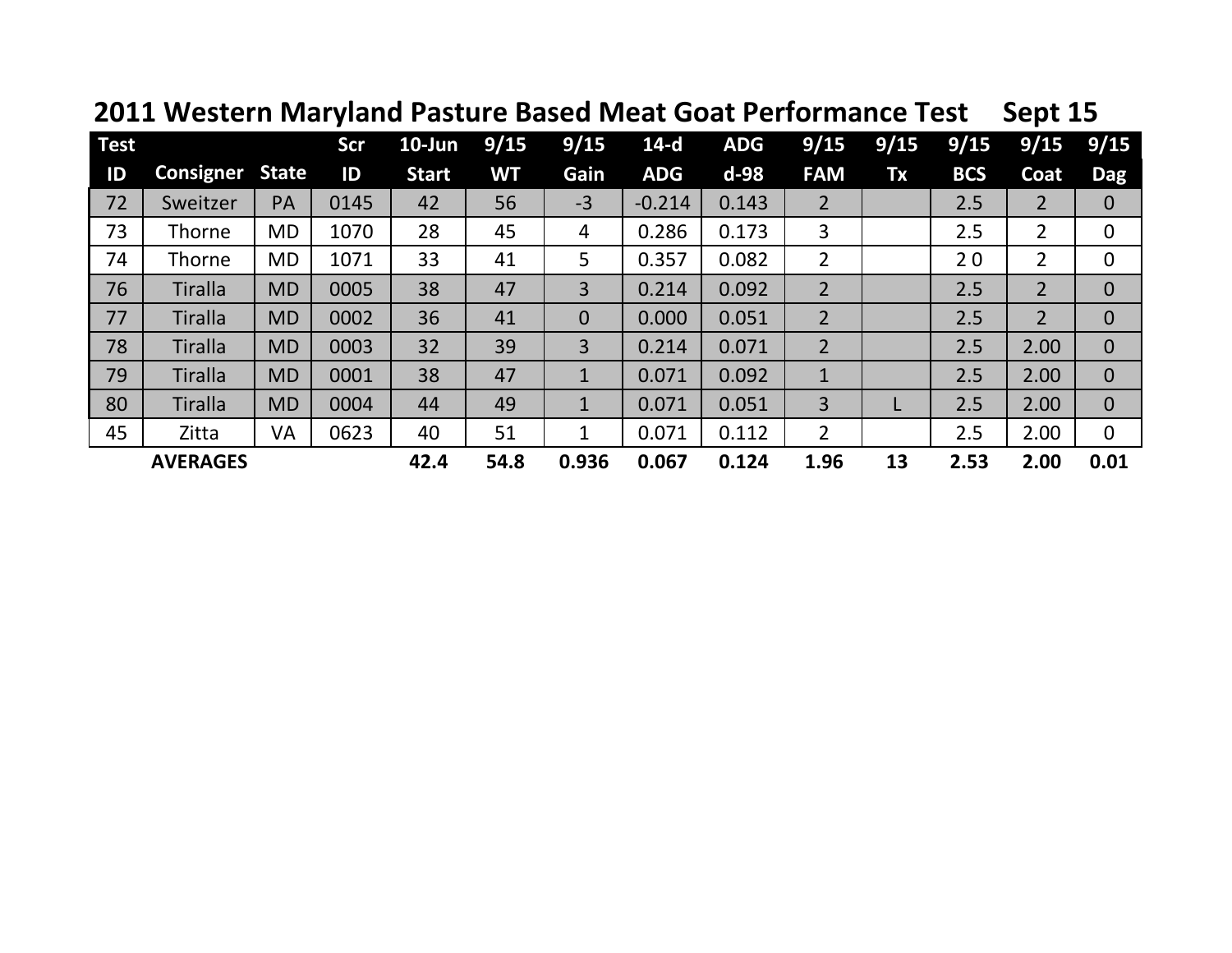## 2011 Western Maryland Pasture Based Meat Goat Performance Test Sept 15

| Test ID | Consigner | State | Scr ID | 10-Jun Start | 9/15 WT | 9/15 Gain | 14-d ADG | ADG d-98 | 9/15 FAM | 9/15 Tx | 9/15 BCS | 9/15 Coat | 9/15 Dag |
|---|---|---|---|---|---|---|---|---|---|---|---|---|---|
| 72 | Sweitzer | PA | 0145 | 42 | 56 | -3 | -0.214 | 0.143 | 2 | | 2.5 | 2 | 0 |
| 73 | Thorne | MD | 1070 | 28 | 45 | 4 | 0.286 | 0.173 | 3 | | 2.5 | 2 | 0 |
| 74 | Thorne | MD | 1071 | 33 | 41 | 5 | 0.357 | 0.082 | 2 | | 2 0 | 2 | 0 |
| 76 | Tiralla | MD | 0005 | 38 | 47 | 3 | 0.214 | 0.092 | 2 | | 2.5 | 2 | 0 |
| 77 | Tiralla | MD | 0002 | 36 | 41 | 0 | 0.000 | 0.051 | 2 | | 2.5 | 2 | 0 |
| 78 | Tiralla | MD | 0003 | 32 | 39 | 3 | 0.214 | 0.071 | 2 | | 2.5 | 2.00 | 0 |
| 79 | Tiralla | MD | 0001 | 38 | 47 | 1 | 0.071 | 0.092 | 1 | | 2.5 | 2.00 | 0 |
| 80 | Tiralla | MD | 0004 | 44 | 49 | 1 | 0.071 | 0.051 | 3 | L | 2.5 | 2.00 | 0 |
| 45 | Zitta | VA | 0623 | 40 | 51 | 1 | 0.071 | 0.112 | 2 | | 2.5 | 2.00 | 0 |
| | **AVERAGES** | | | **42.4** | **54.8** | **0.936** | **0.067** | **0.124** | **1.96** | **13** | **2.53** | **2.00** | **0.01** |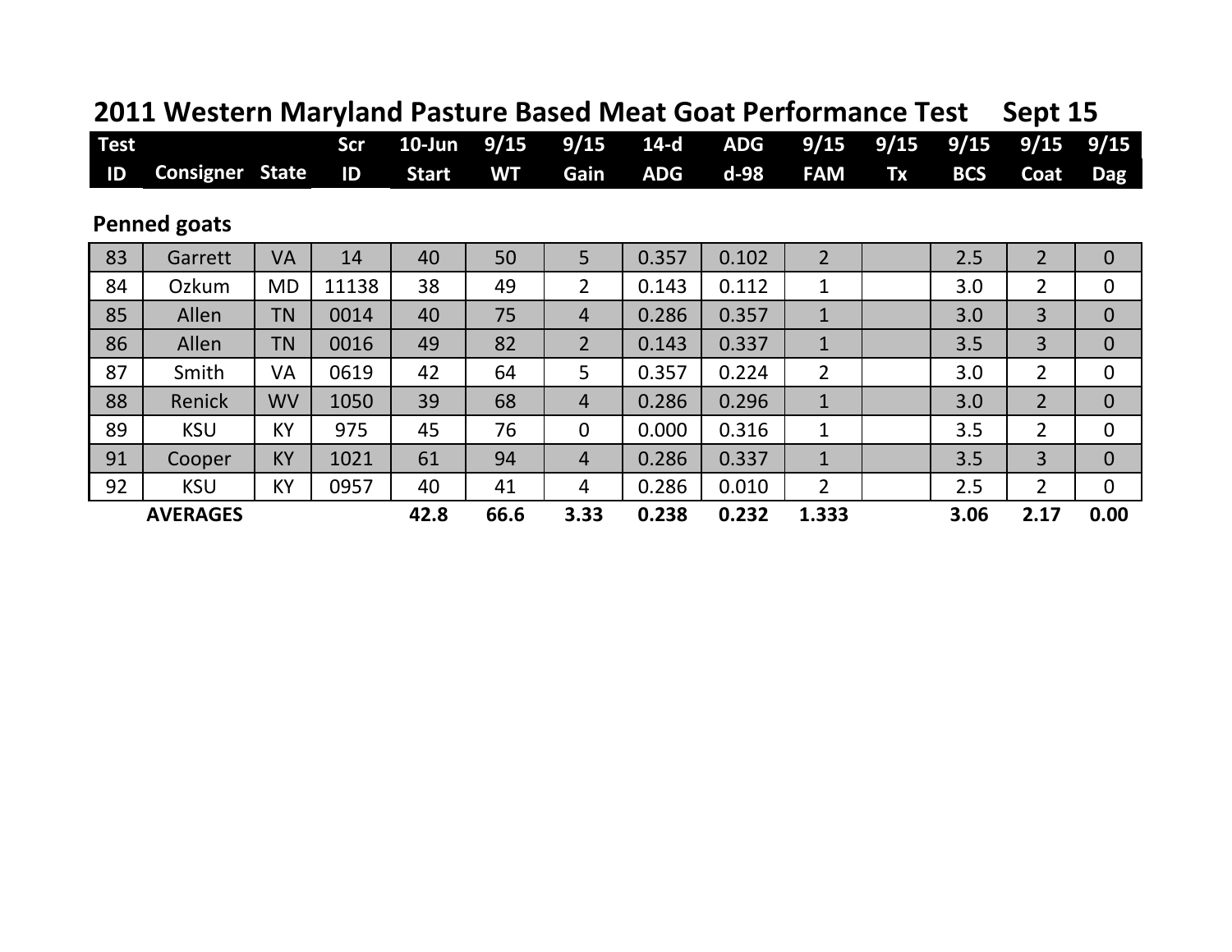## 2011 Western Maryland Pasture Based Meat Goat Performance Test Sept 15

| Test ID | Consigner | State | Scr ID | 10-Jun Start | 9/15 WT | 9/15 Gain | 14-d ADG | ADG d-98 | 9/15 FAM | 9/15 Tx | 9/15 BCS | 9/15 Coat | 9/15 Dag |
|---|---|---|---|---|---|---|---|---|---|---|---|---|---|
| **Penned goats** | | | | | | | | | | | | | |
| 83 | Garrett | VA | 14 | 40 | 50 | 5 | 0.357 | 0.102 | 2 | | 2.5 | 2 | 0 |
| 84 | Ozkum | MD | 11138 | 38 | 49 | 2 | 0.143 | 0.112 | 1 | | 3.0 | 2 | 0 |
| 85 | Allen | TN | 0014 | 40 | 75 | 4 | 0.286 | 0.357 | 1 | | 3.0 | 3 | 0 |
| 86 | Allen | TN | 0016 | 49 | 82 | 2 | 0.143 | 0.337 | 1 | | 3.5 | 3 | 0 |
| 87 | Smith | VA | 0619 | 42 | 64 | 5 | 0.357 | 0.224 | 2 | | 3.0 | 2 | 0 |
| 88 | Renick | WV | 1050 | 39 | 68 | 4 | 0.286 | 0.296 | 1 | | 3.0 | 2 | 0 |
| 89 | KSU | KY | 975 | 45 | 76 | 0 | 0.000 | 0.316 | 1 | | 3.5 | 2 | 0 |
| 91 | Cooper | KY | 1021 | 61 | 94 | 4 | 0.286 | 0.337 | 1 | | 3.5 | 3 | 0 |
| 92 | KSU | KY | 0957 | 40 | 41 | 4 | 0.286 | 0.010 | 2 | | 2.5 | 2 | 0 |
| | **AVERAGES** | | | **42.8** | **66.6** | **3.33** | **0.238** | **0.232** | **1.333** | | **3.06** | **2.17** | **0.00** |